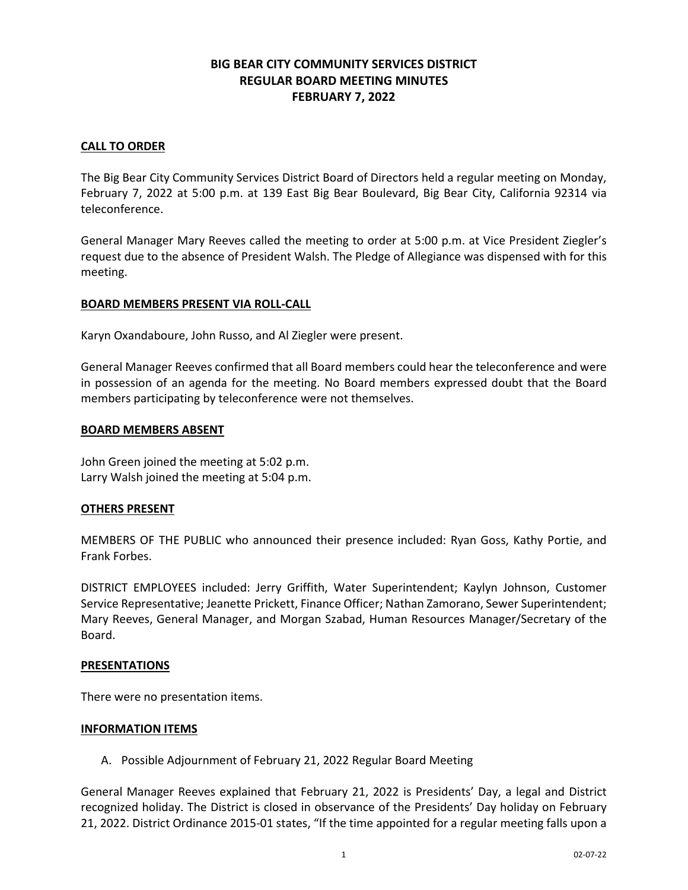# BIG BEAR CITY COMMUNITY SERVICES DISTRICT
# REGULAR BOARD MEETING MINUTES
# FEBRUARY 7, 2022

## CALL TO ORDER

The Big Bear City Community Services District Board of Directors held a regular meeting on Monday, February 7, 2022 at 5:00 p.m. at 139 East Big Bear Boulevard, Big Bear City, California 92314 via teleconference.

General Manager Mary Reeves called the meeting to order at 5:00 p.m. at Vice President Ziegler's request due to the absence of President Walsh. The Pledge of Allegiance was dispensed with for this meeting.

## BOARD MEMBERS PRESENT VIA ROLL-CALL

Karyn Oxandaboure, John Russo, and Al Ziegler were present.

General Manager Reeves confirmed that all Board members could hear the teleconference and were in possession of an agenda for the meeting. No Board members expressed doubt that the Board members participating by teleconference were not themselves.

## BOARD MEMBERS ABSENT

John Green joined the meeting at 5:02 p.m.
Larry Walsh joined the meeting at 5:04 p.m.

## OTHERS PRESENT

MEMBERS OF THE PUBLIC who announced their presence included: Ryan Goss, Kathy Portie, and Frank Forbes.

DISTRICT EMPLOYEES included: Jerry Griffith, Water Superintendent; Kaylyn Johnson, Customer Service Representative; Jeanette Prickett, Finance Officer; Nathan Zamorano, Sewer Superintendent; Mary Reeves, General Manager, and Morgan Szabad, Human Resources Manager/Secretary of the Board.

## PRESENTATIONS

There were no presentation items.

## INFORMATION ITEMS

A. Possible Adjournment of February 21, 2022 Regular Board Meeting

General Manager Reeves explained that February 21, 2022 is Presidents' Day, a legal and District recognized holiday. The District is closed in observance of the Presidents' Day holiday on February 21, 2022. District Ordinance 2015-01 states, "If the time appointed for a regular meeting falls upon a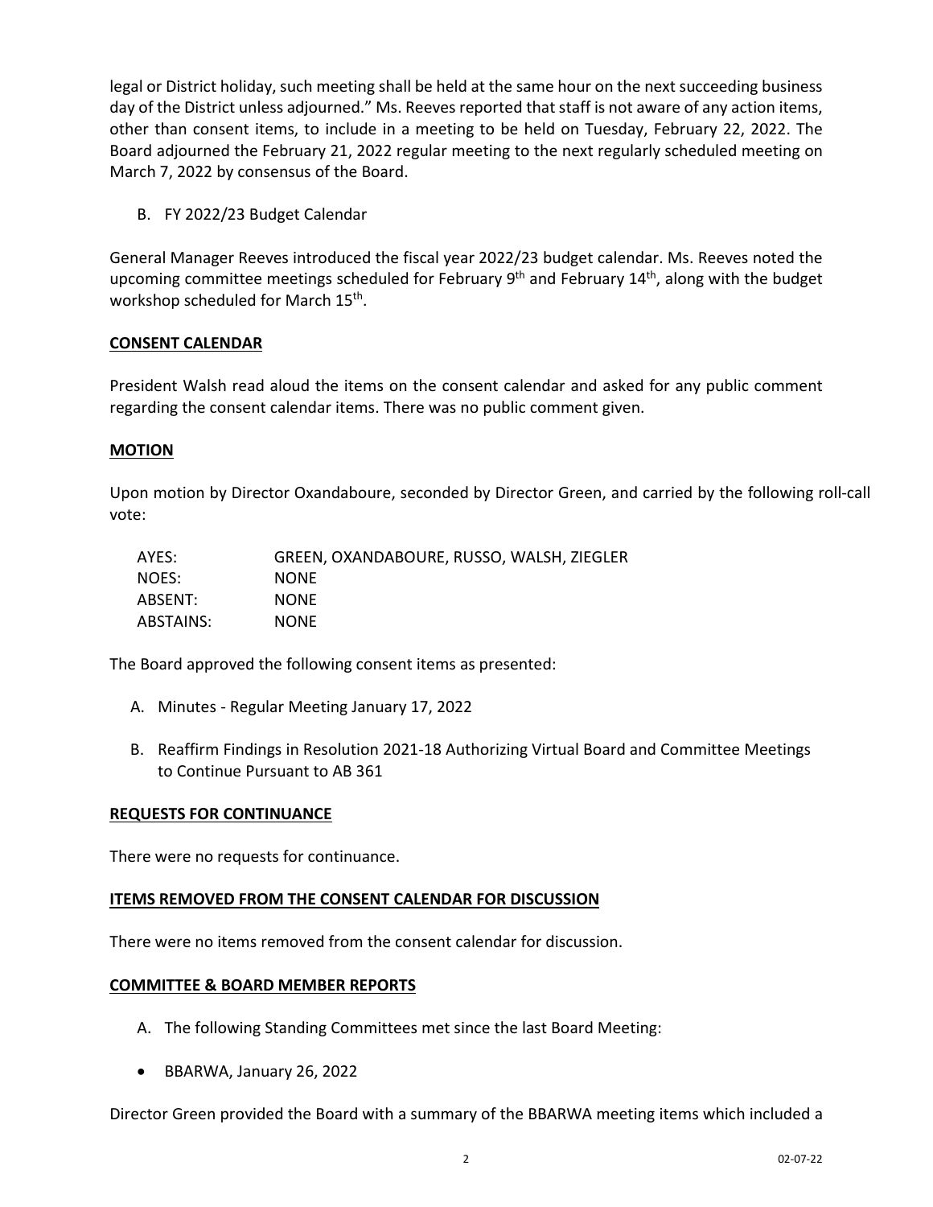legal or District holiday, such meeting shall be held at the same hour on the next succeeding business day of the District unless adjourned." Ms. Reeves reported that staff is not aware of any action items, other than consent items, to include in a meeting to be held on Tuesday, February 22, 2022. The Board adjourned the February 21, 2022 regular meeting to the next regularly scheduled meeting on March 7, 2022 by consensus of the Board.

B. FY 2022/23 Budget Calendar

General Manager Reeves introduced the fiscal year 2022/23 budget calendar. Ms. Reeves noted the upcoming committee meetings scheduled for February 9th and February 14th, along with the budget workshop scheduled for March 15th.

**CONSENT CALENDAR**

President Walsh read aloud the items on the consent calendar and asked for any public comment regarding the consent calendar items. There was no public comment given.

**MOTION**

Upon motion by Director Oxandaboure, seconded by Director Green, and carried by the following roll-call vote:

| | |
|---|---|
| AYES: | GREEN, OXANDABOURE, RUSSO, WALSH, ZIEGLER |
| NOES: | NONE |
| ABSENT: | NONE |
| ABSTAINS: | NONE |

The Board approved the following consent items as presented:

A. Minutes - Regular Meeting January 17, 2022

B. Reaffirm Findings in Resolution 2021-18 Authorizing Virtual Board and Committee Meetings to Continue Pursuant to AB 361

**REQUESTS FOR CONTINUANCE**

There were no requests for continuance.

**ITEMS REMOVED FROM THE CONSENT CALENDAR FOR DISCUSSION**

There were no items removed from the consent calendar for discussion.

**COMMITTEE & BOARD MEMBER REPORTS**

A. The following Standing Committees met since the last Board Meeting:

- BBARWA, January 26, 2022

Director Green provided the Board with a summary of the BBARWA meeting items which included a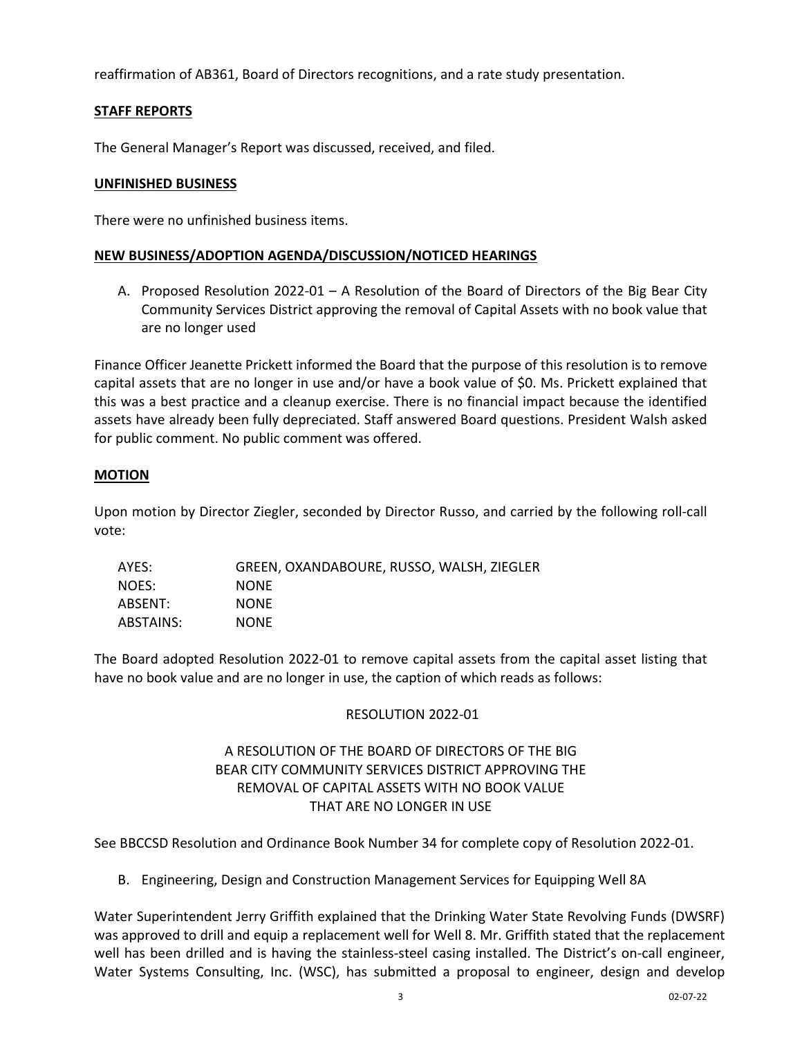reaffirmation of AB361, Board of Directors recognitions, and a rate study presentation.

**STAFF REPORTS**

The General Manager's Report was discussed, received, and filed.

**UNFINISHED BUSINESS**

There were no unfinished business items.

**NEW BUSINESS/ADOPTION AGENDA/DISCUSSION/NOTICED HEARINGS**

A. Proposed Resolution 2022-01 – A Resolution of the Board of Directors of the Big Bear City Community Services District approving the removal of Capital Assets with no book value that are no longer used

Finance Officer Jeanette Prickett informed the Board that the purpose of this resolution is to remove capital assets that are no longer in use and/or have a book value of $0. Ms. Prickett explained that this was a best practice and a cleanup exercise. There is no financial impact because the identified assets have already been fully depreciated. Staff answered Board questions. President Walsh asked for public comment. No public comment was offered.

**MOTION**

Upon motion by Director Ziegler, seconded by Director Russo, and carried by the following roll-call vote:

| | |
|---|---|
| AYES: | GREEN, OXANDABOURE, RUSSO, WALSH, ZIEGLER |
| NOES: | NONE |
| ABSENT: | NONE |
| ABSTAINS: | NONE |

The Board adopted Resolution 2022-01 to remove capital assets from the capital asset listing that have no book value and are no longer in use, the caption of which reads as follows:

RESOLUTION 2022-01

A RESOLUTION OF THE BOARD OF DIRECTORS OF THE BIG BEAR CITY COMMUNITY SERVICES DISTRICT APPROVING THE REMOVAL OF CAPITAL ASSETS WITH NO BOOK VALUE THAT ARE NO LONGER IN USE

See BBCCSD Resolution and Ordinance Book Number 34 for complete copy of Resolution 2022-01.

B. Engineering, Design and Construction Management Services for Equipping Well 8A

Water Superintendent Jerry Griffith explained that the Drinking Water State Revolving Funds (DWSRF) was approved to drill and equip a replacement well for Well 8. Mr. Griffith stated that the replacement well has been drilled and is having the stainless-steel casing installed. The District's on-call engineer, Water Systems Consulting, Inc. (WSC), has submitted a proposal to engineer, design and develop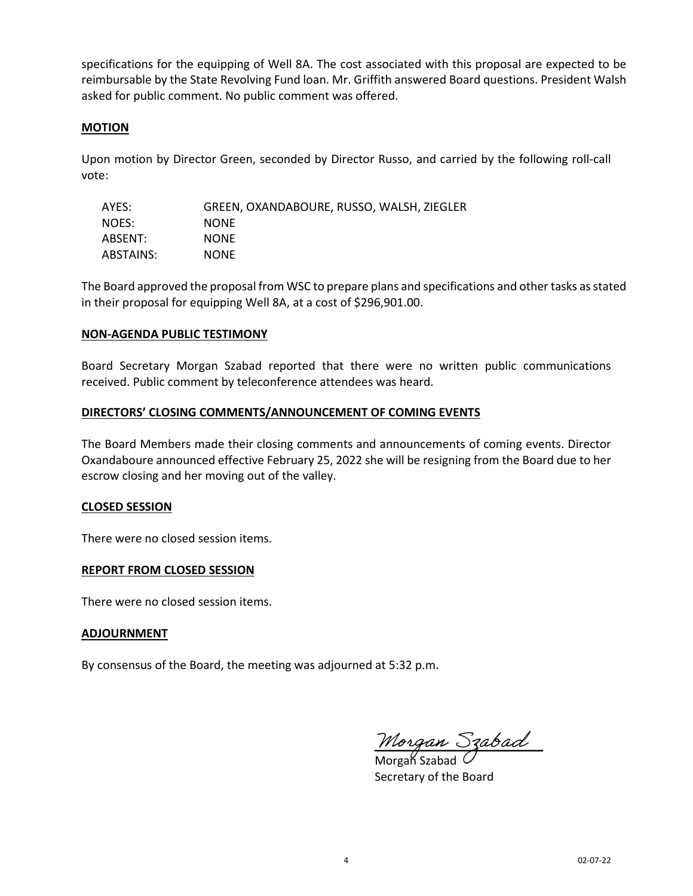specifications for the equipping of Well 8A. The cost associated with this proposal are expected to be reimbursable by the State Revolving Fund loan. Mr. Griffith answered Board questions. President Walsh asked for public comment. No public comment was offered.

**MOTION**

Upon motion by Director Green, seconded by Director Russo, and carried by the following roll-call vote:

| | |
|---|---|
| AYES: | GREEN, OXANDABOURE, RUSSO, WALSH, ZIEGLER |
| NOES: | NONE |
| ABSENT: | NONE |
| ABSTAINS: | NONE |

The Board approved the proposal from WSC to prepare plans and specifications and other tasks as stated in their proposal for equipping Well 8A, at a cost of $296,901.00.

**NON-AGENDA PUBLIC TESTIMONY**

Board Secretary Morgan Szabad reported that there were no written public communications received. Public comment by teleconference attendees was heard.

**DIRECTORS' CLOSING COMMENTS/ANNOUNCEMENT OF COMING EVENTS**

The Board Members made their closing comments and announcements of coming events. Director Oxandaboure announced effective February 25, 2022 she will be resigning from the Board due to her escrow closing and her moving out of the valley.

**CLOSED SESSION**

There were no closed session items.

**REPORT FROM CLOSED SESSION**

There were no closed session items.

**ADJOURNMENT**

By consensus of the Board, the meeting was adjourned at 5:32 p.m.

Morgan Szabad

Morgan Szabad
Secretary of the Board